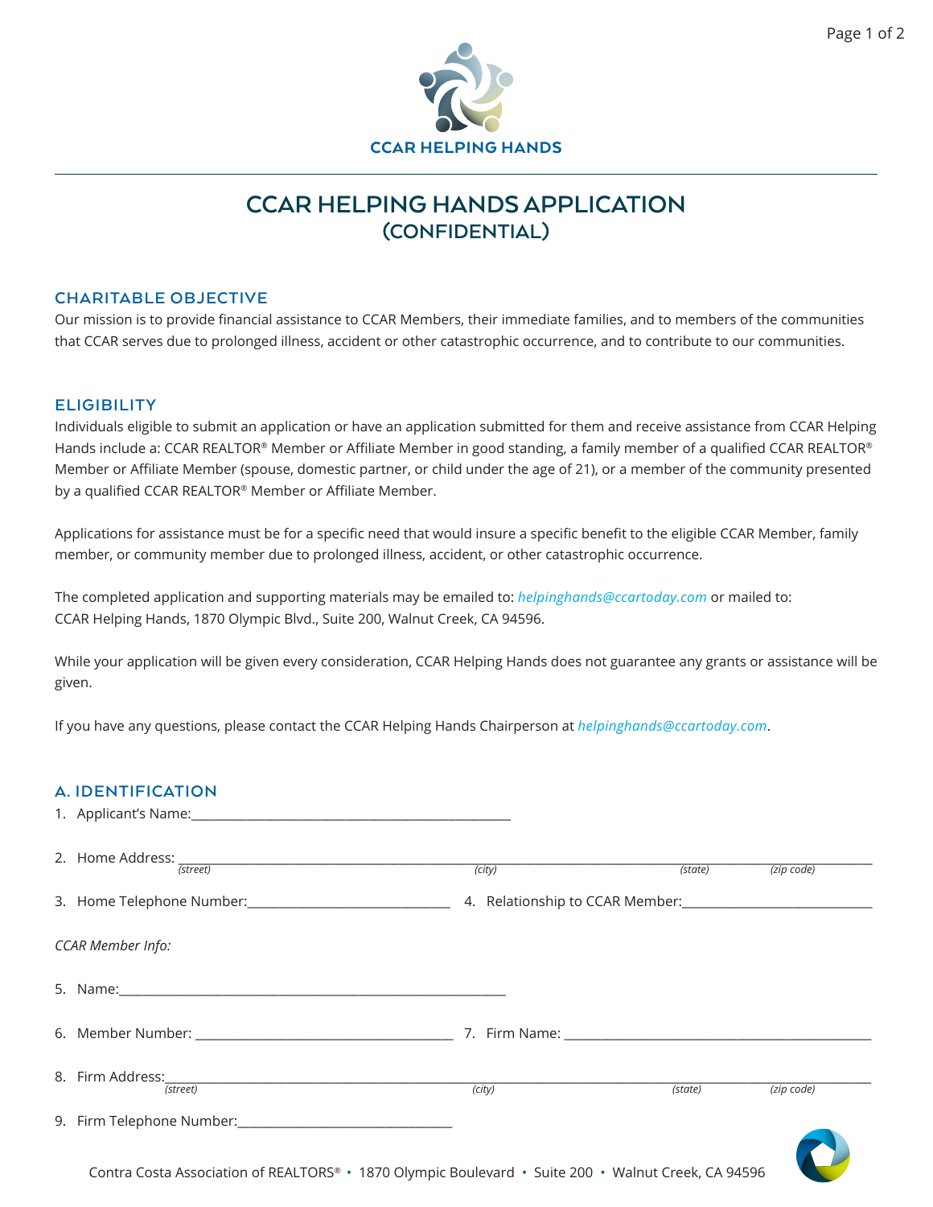CCAR HELPING HANDS

# CCAR HELPING HANDS APPLICATION
## (CONFIDENTIAL)

### CHARITABLE OBJECTIVE

Our mission is to provide financial assistance to CCAR Members, their immediate families, and to members of the communities that CCAR serves due to prolonged illness, accident or other catastrophic occurrence, and to contribute to our communities.

### ELIGIBILITY

Individuals eligible to submit an application or have an application submitted for them and receive assistance from CCAR Helping Hands include a: CCAR REALTOR® Member or Affiliate Member in good standing, a family member of a qualified CCAR REALTOR® Member or Affiliate Member (spouse, domestic partner, or child under the age of 21), or a member of the community presented by a qualified CCAR REALTOR® Member or Affiliate Member.

Applications for assistance must be for a specific need that would insure a specific benefit to the eligible CCAR Member, family member, or community member due to prolonged illness, accident, or other catastrophic occurrence.

The completed application and supporting materials may be emailed to: *helpinghands@ccartoday.com* or mailed to:
CCAR Helping Hands, 1870 Olympic Blvd., Suite 200, Walnut Creek, CA 94596.

While your application will be given every consideration, CCAR Helping Hands does not guarantee any grants or assistance will be given.

If you have any questions, please contact the CCAR Helping Hands Chairperson at *helpinghands@ccartoday.com*.

### A. IDENTIFICATION

1. Applicant's Name:______________________________________________

2. Home Address: ______________________________________________________________________________________________
   *(street)* *(city)* *(state)* *(zip code)*

3. Home Telephone Number:______________________________ 4. Relationship to CCAR Member:____________________________

*CCAR Member Info:*

5. Name:__________________________________________________________

6. Member Number: ______________________________________ 7. Firm Name: ______________________________________________

8. Firm Address:_________________________________________________________________________________________________
   *(street)* *(city)* *(state)* *(zip code)*

9. Firm Telephone Number:________________________________

Contra Costa Association of REALTORS® • 1870 Olympic Boulevard • Suite 200 • Walnut Creek, CA 94596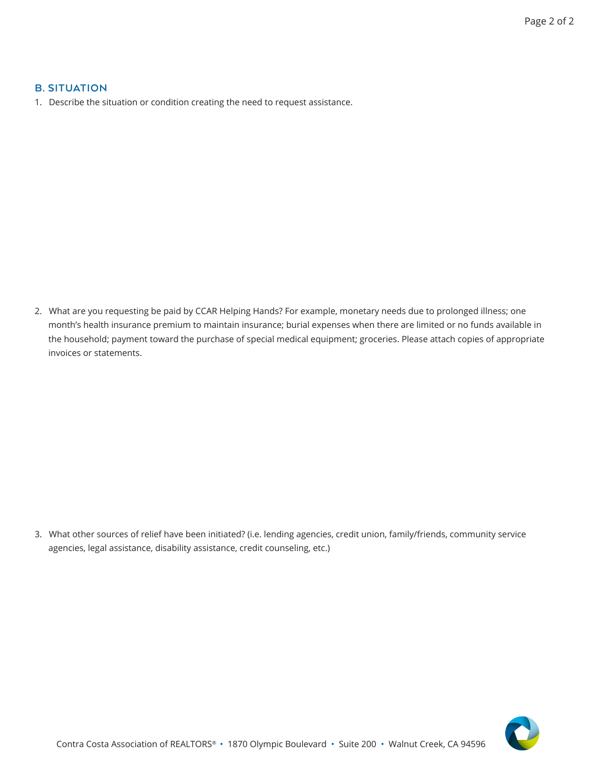## B. SITUATION

1. Describe the situation or condition creating the need to request assistance.

2. What are you requesting be paid by CCAR Helping Hands? For example, monetary needs due to prolonged illness; one month's health insurance premium to maintain insurance; burial expenses when there are limited or no funds available in the household; payment toward the purchase of special medical equipment; groceries. Please attach copies of appropriate invoices or statements.

3. What other sources of relief have been initiated? (i.e. lending agencies, credit union, family/friends, community service agencies, legal assistance, disability assistance, credit counseling, etc.)

Contra Costa Association of REALTORS® • 1870 Olympic Boulevard • Suite 200 • Walnut Creek, CA 94596